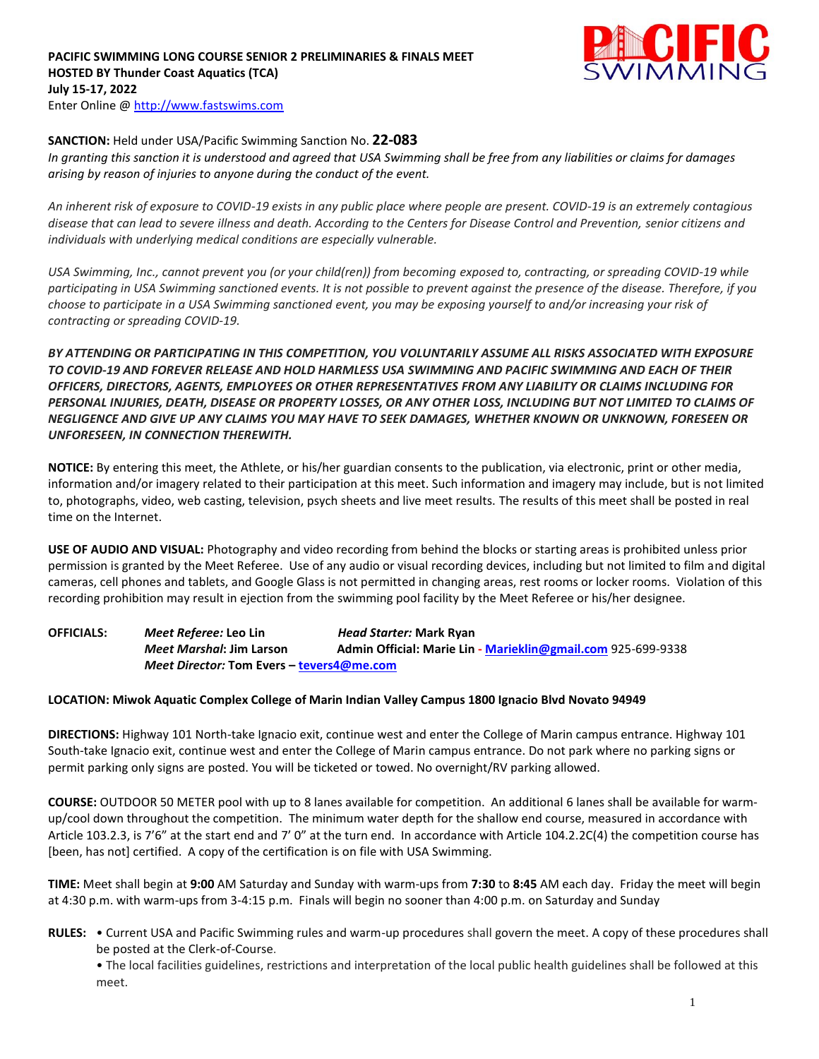**PACIFIC SWIMMING LONG COURSE SENIOR 2 PRELIMINARIES & FINALS MEET**
**HOSTED BY Thunder Coast Aquatics (TCA)**
**July 15-17, 2022**
Enter Online @ http://www.fastswims.com

**SANCTION:** Held under USA/Pacific Swimming Sanction No. **22-083**
*In granting this sanction it is understood and agreed that USA Swimming shall be free from any liabilities or claims for damages arising by reason of injuries to anyone during the conduct of the event.*

*An inherent risk of exposure to COVID-19 exists in any public place where people are present. COVID-19 is an extremely contagious disease that can lead to severe illness and death. According to the Centers for Disease Control and Prevention, senior citizens and individuals with underlying medical conditions are especially vulnerable.*

*USA Swimming, Inc., cannot prevent you (or your child(ren)) from becoming exposed to, contracting, or spreading COVID-19 while participating in USA Swimming sanctioned events. It is not possible to prevent against the presence of the disease. Therefore, if you choose to participate in a USA Swimming sanctioned event, you may be exposing yourself to and/or increasing your risk of contracting or spreading COVID-19.*

***BY ATTENDING OR PARTICIPATING IN THIS COMPETITION, YOU VOLUNTARILY ASSUME ALL RISKS ASSOCIATED WITH EXPOSURE TO COVID-19 AND FOREVER RELEASE AND HOLD HARMLESS USA SWIMMING AND PACIFIC SWIMMING AND EACH OF THEIR OFFICERS, DIRECTORS, AGENTS, EMPLOYEES OR OTHER REPRESENTATIVES FROM ANY LIABILITY OR CLAIMS INCLUDING FOR PERSONAL INJURIES, DEATH, DISEASE OR PROPERTY LOSSES, OR ANY OTHER LOSS, INCLUDING BUT NOT LIMITED TO CLAIMS OF NEGLIGENCE AND GIVE UP ANY CLAIMS YOU MAY HAVE TO SEEK DAMAGES, WHETHER KNOWN OR UNKNOWN, FORESEEN OR UNFORESEEN, IN CONNECTION THEREWITH.***

**NOTICE:** By entering this meet, the Athlete, or his/her guardian consents to the publication, via electronic, print or other media, information and/or imagery related to their participation at this meet. Such information and imagery may include, but is not limited to, photographs, video, web casting, television, psych sheets and live meet results. The results of this meet shall be posted in real time on the Internet.

**USE OF AUDIO AND VISUAL:** Photography and video recording from behind the blocks or starting areas is prohibited unless prior permission is granted by the Meet Referee. Use of any audio or visual recording devices, including but not limited to film and digital cameras, cell phones and tablets, and Google Glass is not permitted in changing areas, rest rooms or locker rooms. Violation of this recording prohibition may result in ejection from the swimming pool facility by the Meet Referee or his/her designee.

**OFFICIALS:** *Meet Referee:* **Leo Lin** *Head Starter:* **Mark Ryan**
*Meet Marshal*: **Jim Larson** **Admin Official: Marie Lin - Marieklin@gmail.com** 925-699-9338
*Meet Director:* **Tom Evers – tevers4@me.com**

**LOCATION: Miwok Aquatic Complex College of Marin Indian Valley Campus 1800 Ignacio Blvd Novato 94949**

**DIRECTIONS:** Highway 101 North-take Ignacio exit, continue west and enter the College of Marin campus entrance. Highway 101 South-take Ignacio exit, continue west and enter the College of Marin campus entrance. Do not park where no parking signs or permit parking only signs are posted. You will be ticketed or towed. No overnight/RV parking allowed.

**COURSE:** OUTDOOR 50 METER pool with up to 8 lanes available for competition. An additional 6 lanes shall be available for warm-up/cool down throughout the competition. The minimum water depth for the shallow end course, measured in accordance with Article 103.2.3, is 7'6" at the start end and 7' 0" at the turn end. In accordance with Article 104.2.2C(4) the competition course has [been, has not] certified. A copy of the certification is on file with USA Swimming.

**TIME:** Meet shall begin at **9:00** AM Saturday and Sunday with warm-ups from **7:30** to **8:45** AM each day. Friday the meet will begin at 4:30 p.m. with warm-ups from 3-4:15 p.m. Finals will begin no sooner than 4:00 p.m. on Saturday and Sunday

**RULES:**
- Current USA and Pacific Swimming rules and warm-up procedures shall govern the meet. A copy of these procedures shall be posted at the Clerk-of-Course.
- The local facilities guidelines, restrictions and interpretation of the local public health guidelines shall be followed at this meet.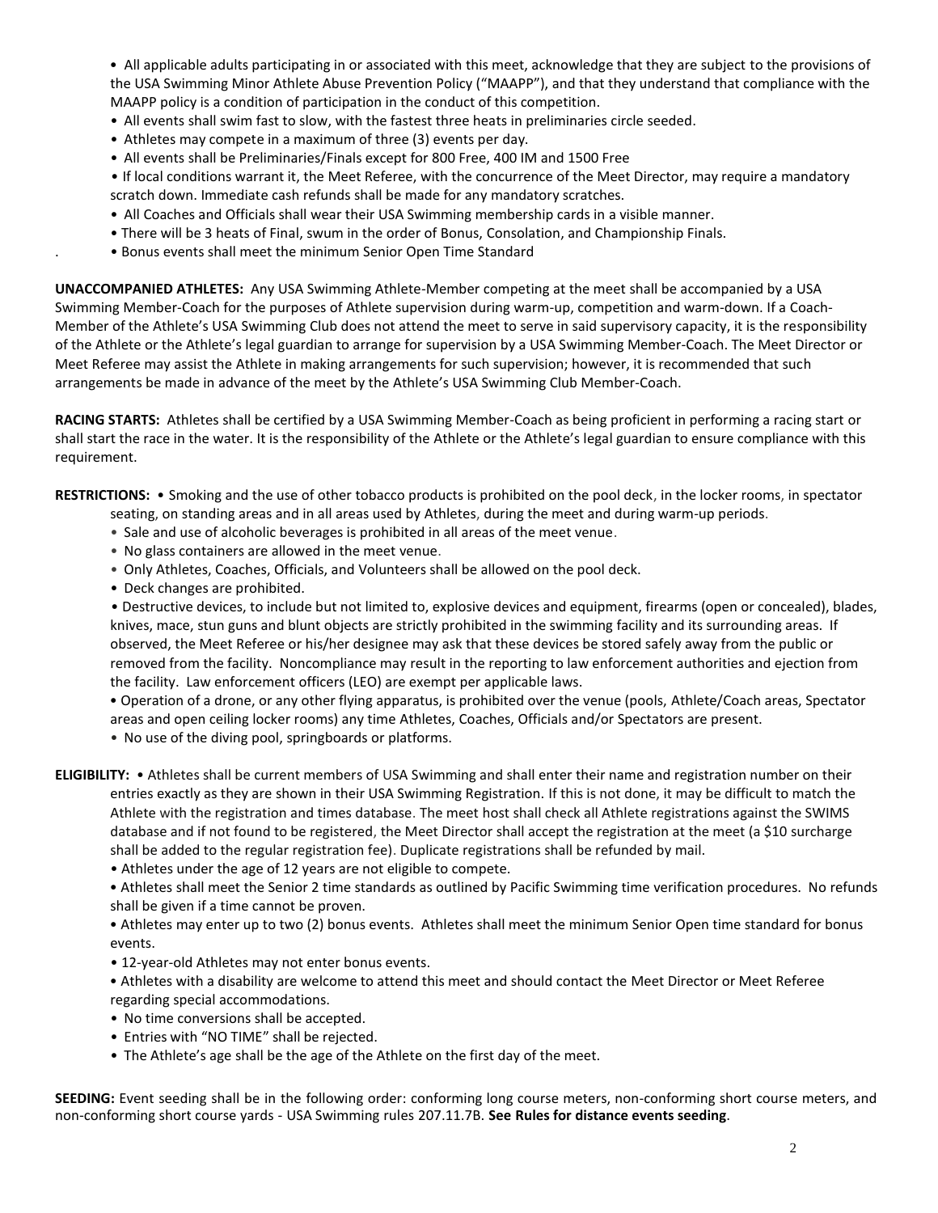- All applicable adults participating in or associated with this meet, acknowledge that they are subject to the provisions of the USA Swimming Minor Athlete Abuse Prevention Policy ("MAAPP"), and that they understand that compliance with the MAAPP policy is a condition of participation in the conduct of this competition.
- All events shall swim fast to slow, with the fastest three heats in preliminaries circle seeded.
- Athletes may compete in a maximum of three (3) events per day.
- All events shall be Preliminaries/Finals except for 800 Free, 400 IM and 1500 Free
- If local conditions warrant it, the Meet Referee, with the concurrence of the Meet Director, may require a mandatory scratch down. Immediate cash refunds shall be made for any mandatory scratches.
- All Coaches and Officials shall wear their USA Swimming membership cards in a visible manner.
- There will be 3 heats of Final, swum in the order of Bonus, Consolation, and Championship Finals.
- Bonus events shall meet the minimum Senior Open Time Standard

**UNACCOMPANIED ATHLETES:** Any USA Swimming Athlete-Member competing at the meet shall be accompanied by a USA Swimming Member-Coach for the purposes of Athlete supervision during warm-up, competition and warm-down. If a Coach-Member of the Athlete's USA Swimming Club does not attend the meet to serve in said supervisory capacity, it is the responsibility of the Athlete or the Athlete's legal guardian to arrange for supervision by a USA Swimming Member-Coach. The Meet Director or Meet Referee may assist the Athlete in making arrangements for such supervision; however, it is recommended that such arrangements be made in advance of the meet by the Athlete's USA Swimming Club Member-Coach.

**RACING STARTS:** Athletes shall be certified by a USA Swimming Member-Coach as being proficient in performing a racing start or shall start the race in the water. It is the responsibility of the Athlete or the Athlete's legal guardian to ensure compliance with this requirement.

**RESTRICTIONS:**
- Smoking and the use of other tobacco products is prohibited on the pool deck, in the locker rooms, in spectator seating, on standing areas and in all areas used by Athletes, during the meet and during warm-up periods.
- Sale and use of alcoholic beverages is prohibited in all areas of the meet venue.
- No glass containers are allowed in the meet venue.
- Only Athletes, Coaches, Officials, and Volunteers shall be allowed on the pool deck.
- Deck changes are prohibited.
- Destructive devices, to include but not limited to, explosive devices and equipment, firearms (open or concealed), blades, knives, mace, stun guns and blunt objects are strictly prohibited in the swimming facility and its surrounding areas. If observed, the Meet Referee or his/her designee may ask that these devices be stored safely away from the public or removed from the facility. Noncompliance may result in the reporting to law enforcement authorities and ejection from the facility. Law enforcement officers (LEO) are exempt per applicable laws.
- Operation of a drone, or any other flying apparatus, is prohibited over the venue (pools, Athlete/Coach areas, Spectator areas and open ceiling locker rooms) any time Athletes, Coaches, Officials and/or Spectators are present.
- No use of the diving pool, springboards or platforms.

**ELIGIBILITY:**
- Athletes shall be current members of USA Swimming and shall enter their name and registration number on their entries exactly as they are shown in their USA Swimming Registration. If this is not done, it may be difficult to match the Athlete with the registration and times database. The meet host shall check all Athlete registrations against the SWIMS database and if not found to be registered, the Meet Director shall accept the registration at the meet (a $10 surcharge shall be added to the regular registration fee). Duplicate registrations shall be refunded by mail.
- Athletes under the age of 12 years are not eligible to compete.
- Athletes shall meet the Senior 2 time standards as outlined by Pacific Swimming time verification procedures. No refunds shall be given if a time cannot be proven.
- Athletes may enter up to two (2) bonus events. Athletes shall meet the minimum Senior Open time standard for bonus events.
- 12-year-old Athletes may not enter bonus events.
- Athletes with a disability are welcome to attend this meet and should contact the Meet Director or Meet Referee regarding special accommodations.
- No time conversions shall be accepted.
- Entries with "NO TIME" shall be rejected.
- The Athlete's age shall be the age of the Athlete on the first day of the meet.

**SEEDING:** Event seeding shall be in the following order: conforming long course meters, non-conforming short course meters, and non-conforming short course yards - USA Swimming rules 207.11.7B. **See Rules for distance events seeding**.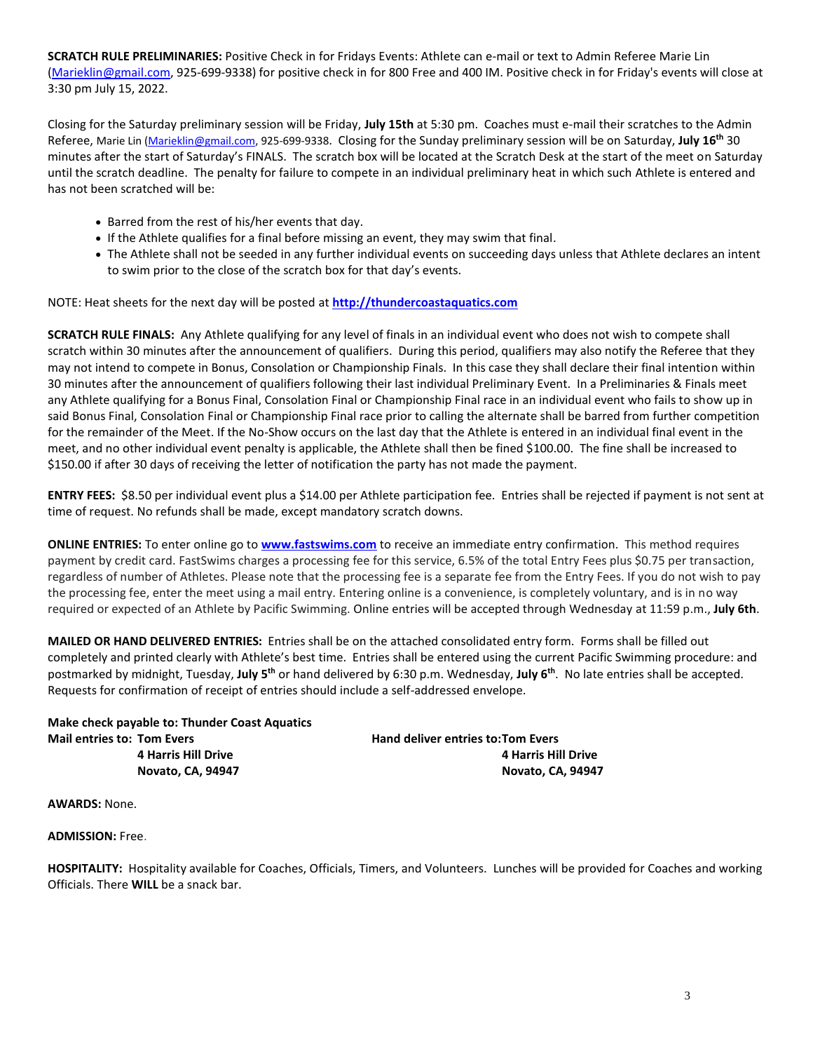**SCRATCH RULE PRELIMINARIES:** Positive Check in for Fridays Events: Athlete can e-mail or text to Admin Referee Marie Lin (Marieklin@gmail.com, 925-699-9338) for positive check in for 800 Free and 400 IM. Positive check in for Friday's events will close at 3:30 pm July 15, 2022.

Closing for the Saturday preliminary session will be Friday, **July 15th** at 5:30 pm. Coaches must e-mail their scratches to the Admin Referee, Marie Lin (Marieklin@gmail.com, 925-699-9338. Closing for the Sunday preliminary session will be on Saturday, **July 16th** 30 minutes after the start of Saturday's FINALS. The scratch box will be located at the Scratch Desk at the start of the meet on Saturday until the scratch deadline. The penalty for failure to compete in an individual preliminary heat in which such Athlete is entered and has not been scratched will be:

- Barred from the rest of his/her events that day.
- If the Athlete qualifies for a final before missing an event, they may swim that final.
- The Athlete shall not be seeded in any further individual events on succeeding days unless that Athlete declares an intent to swim prior to the close of the scratch box for that day's events.

NOTE: Heat sheets for the next day will be posted at **http://thundercoastaquatics.com**

**SCRATCH RULE FINALS:** Any Athlete qualifying for any level of finals in an individual event who does not wish to compete shall scratch within 30 minutes after the announcement of qualifiers. During this period, qualifiers may also notify the Referee that they may not intend to compete in Bonus, Consolation or Championship Finals. In this case they shall declare their final intention within 30 minutes after the announcement of qualifiers following their last individual Preliminary Event. In a Preliminaries & Finals meet any Athlete qualifying for a Bonus Final, Consolation Final or Championship Final race in an individual event who fails to show up in said Bonus Final, Consolation Final or Championship Final race prior to calling the alternate shall be barred from further competition for the remainder of the Meet. If the No-Show occurs on the last day that the Athlete is entered in an individual final event in the meet, and no other individual event penalty is applicable, the Athlete shall then be fined $100.00. The fine shall be increased to $150.00 if after 30 days of receiving the letter of notification the party has not made the payment.

**ENTRY FEES:** $8.50 per individual event plus a $14.00 per Athlete participation fee. Entries shall be rejected if payment is not sent at time of request. No refunds shall be made, except mandatory scratch downs.

**ONLINE ENTRIES:** To enter online go to **www.fastswims.com** to receive an immediate entry confirmation. This method requires payment by credit card. FastSwims charges a processing fee for this service, 6.5% of the total Entry Fees plus $0.75 per transaction, regardless of number of Athletes. Please note that the processing fee is a separate fee from the Entry Fees. If you do not wish to pay the processing fee, enter the meet using a mail entry. Entering online is a convenience, is completely voluntary, and is in no way required or expected of an Athlete by Pacific Swimming. Online entries will be accepted through Wednesday at 11:59 p.m., **July 6th**.

**MAILED OR HAND DELIVERED ENTRIES:** Entries shall be on the attached consolidated entry form. Forms shall be filled out completely and printed clearly with Athlete's best time. Entries shall be entered using the current Pacific Swimming procedure: and postmarked by midnight, Tuesday, **July 5th** or hand delivered by 6:30 p.m. Wednesday, **July 6th**. No late entries shall be accepted. Requests for confirmation of receipt of entries should include a self-addressed envelope.

**Make check payable to: Thunder Coast Aquatics**

**Mail entries to: Tom Evers**
**4 Harris Hill Drive**
**Novato, CA, 94947**

**Hand deliver entries to: Tom Evers**
**4 Harris Hill Drive**
**Novato, CA, 94947**

**AWARDS:** None.

**ADMISSION:** Free.

**HOSPITALITY:** Hospitality available for Coaches, Officials, Timers, and Volunteers. Lunches will be provided for Coaches and working Officials. There **WILL** be a snack bar.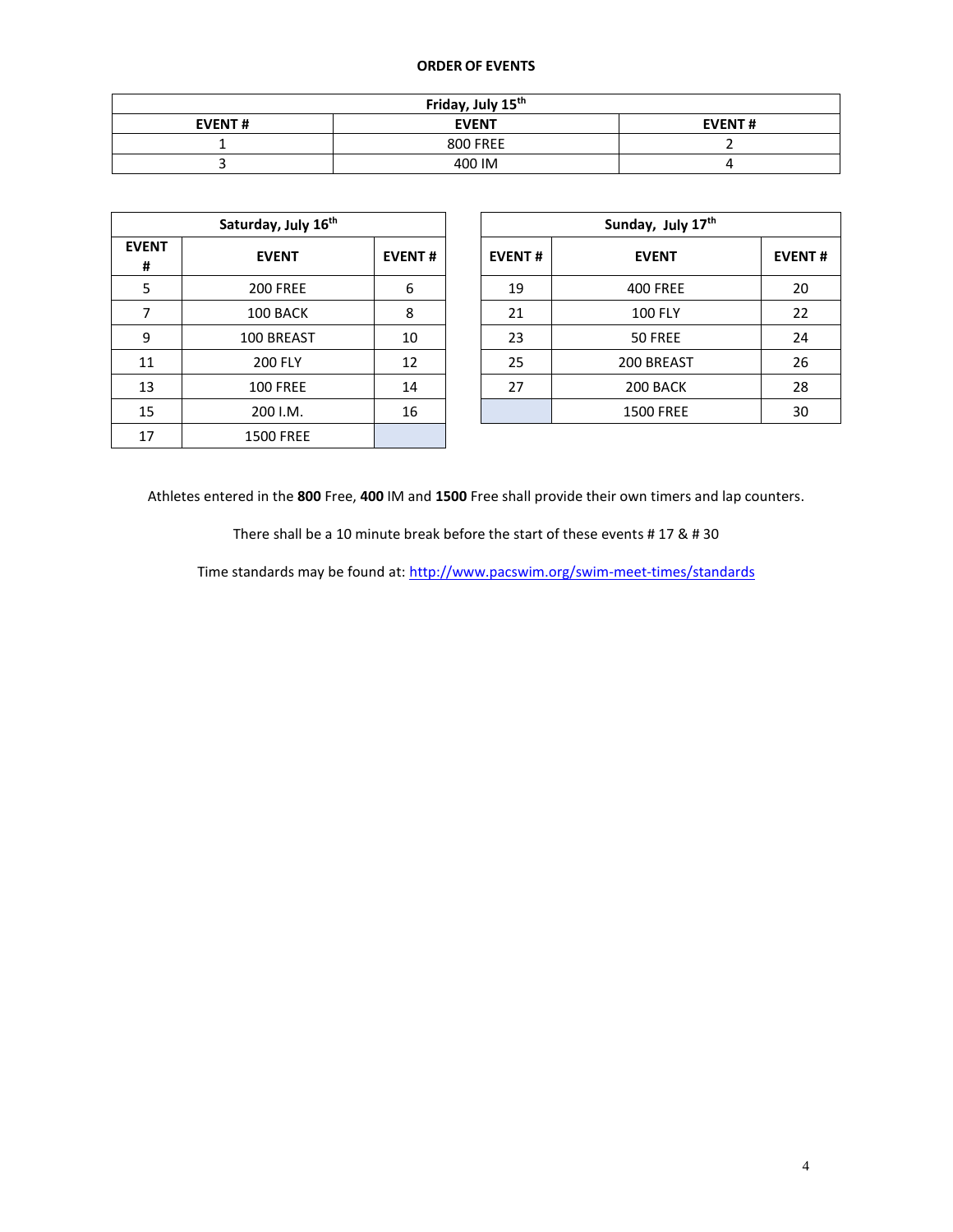**ORDER OF EVENTS**

| Friday, July 15th | | |
|---|---|---|
| **EVENT #** | **EVENT** | **EVENT #** |
| 1 | 800 FREE | 2 |
| 3 | 400 IM | 4 |

| Saturday, July 16th | | |
|---|---|---|
| **EVENT #** | **EVENT** | **EVENT #** |
| 5 | 200 FREE | 6 |
| 7 | 100 BACK | 8 |
| 9 | 100 BREAST | 10 |
| 11 | 200 FLY | 12 |
| 13 | 100 FREE | 14 |
| 15 | 200 I.M. | 16 |
| 17 | 1500 FREE | |

| Sunday, July 17th | | |
|---|---|---|
| **EVENT #** | **EVENT** | **EVENT #** |
| 19 | 400 FREE | 20 |
| 21 | 100 FLY | 22 |
| 23 | 50 FREE | 24 |
| 25 | 200 BREAST | 26 |
| 27 | 200 BACK | 28 |
| | 1500 FREE | 30 |

Athletes entered in the **800** Free, **400** IM and **1500** Free shall provide their own timers and lap counters.

There shall be a 10 minute break before the start of these events # 17 & # 30

Time standards may be found at: http://www.pacswim.org/swim-meet-times/standards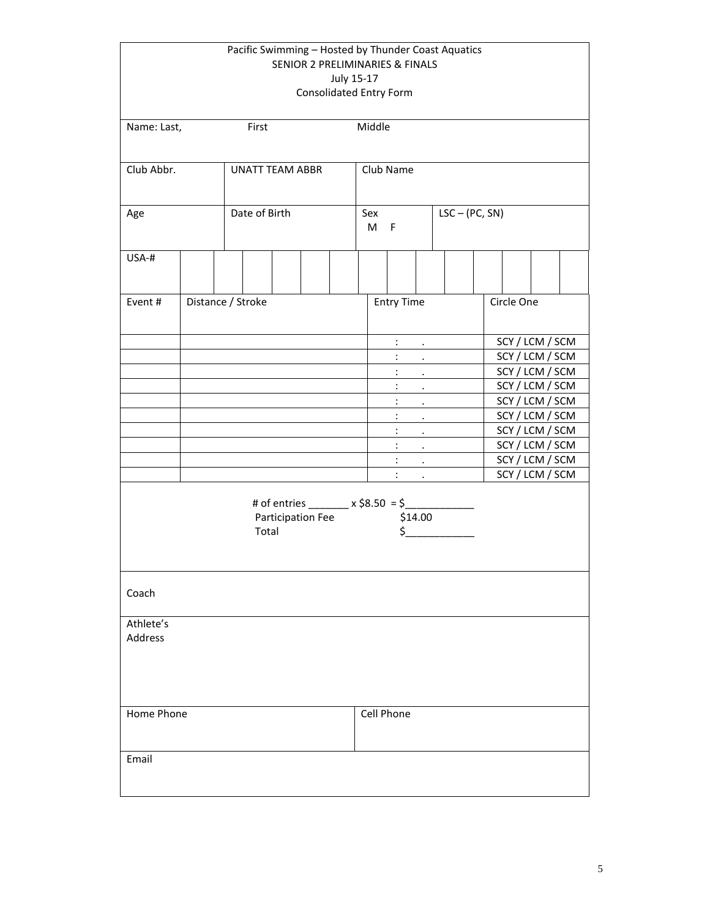Pacific Swimming – Hosted by Thunder Coast Aquatics
SENIOR 2 PRELIMINARIES & FINALS
July 15-17
Consolidated Entry Form

| | | | | | | | | | | | | | |
|---|---|---|---|---|---|---|---|---|---|---|---|---|---|
| Name: Last, | | First | | | | | Middle | | | | | | |
| Club Abbr. | | UNATT TEAM ABBR | | | | | Club Name | | | | | | |
| Age | | Date of Birth | | | | | Sex M F | | LSC – (PC, SN) | | | | |
| USA-# | | | | | | | | | | | | | |

| Event # | Distance / Stroke | Entry Time | Circle One |
|---|---|---|---|
| | | : . | SCY / LCM / SCM |
| | | : . | SCY / LCM / SCM |
| | | : . | SCY / LCM / SCM |
| | | : . | SCY / LCM / SCM |
| | | : . | SCY / LCM / SCM |
| | | : . | SCY / LCM / SCM |
| | | : . | SCY / LCM / SCM |
| | | : . | SCY / LCM / SCM |
| | | : . | SCY / LCM / SCM |
| | | : . | SCY / LCM / SCM |

# of entries _______ x $8.50 = $____________
Participation Fee $14.00
Total $____________

| | |
|---|---|
| Coach | |
| Athlete's Address | |
| Home Phone | Cell Phone |
| Email | |